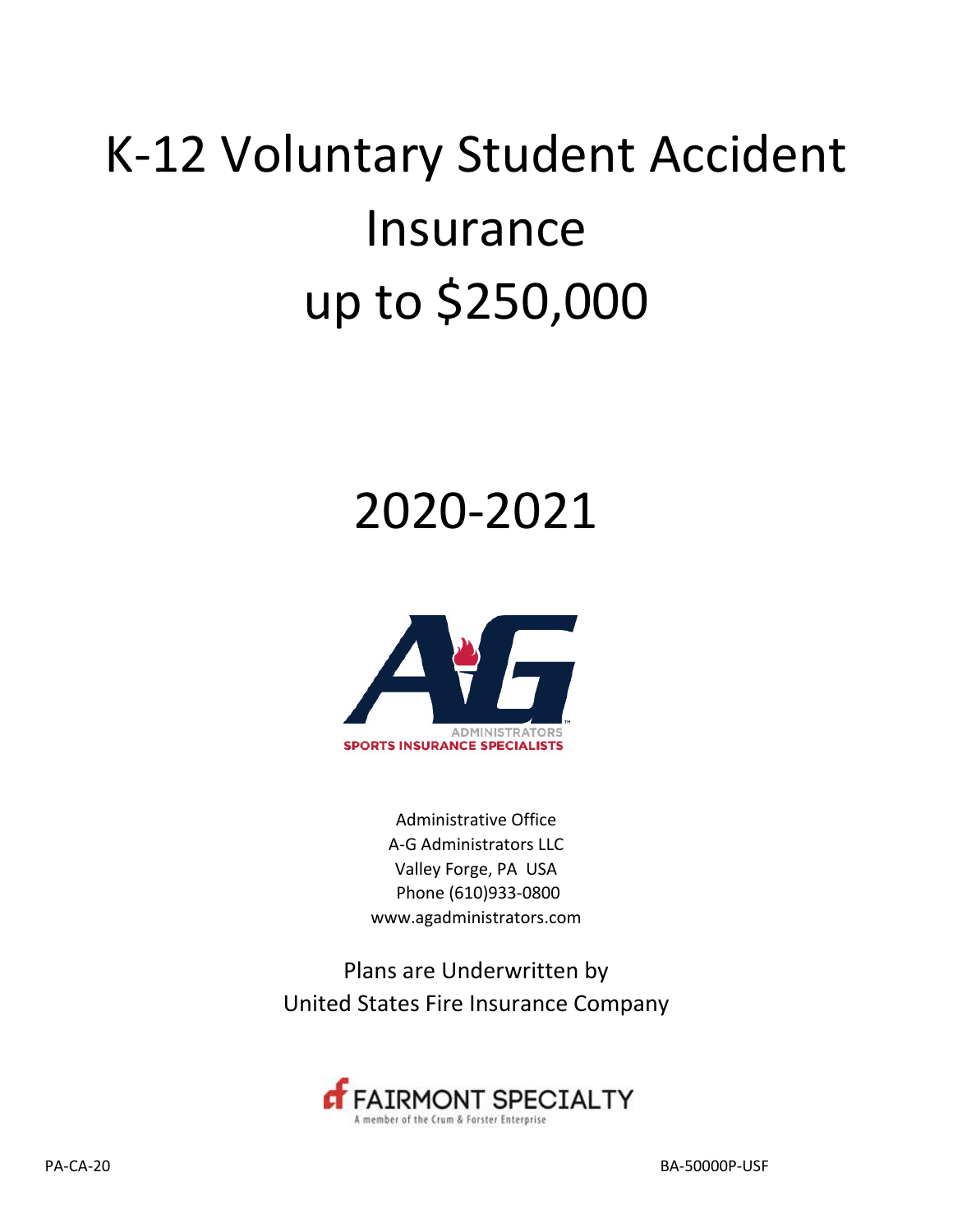# K-12 Voluntary Student Accident Insurance up to $250,000

# 2020-2021

ADMINISTRATORS
SPORTS INSURANCE SPECIALISTS

Administrative Office
A-G Administrators LLC
Valley Forge, PA USA
Phone (610)933-0800
www.agadministrators.com

Plans are Underwritten by
United States Fire Insurance Company

FAIRMONT SPECIALTY
A member of the Crum & Forster Enterprise

PA-CA-20

BA-50000P-USF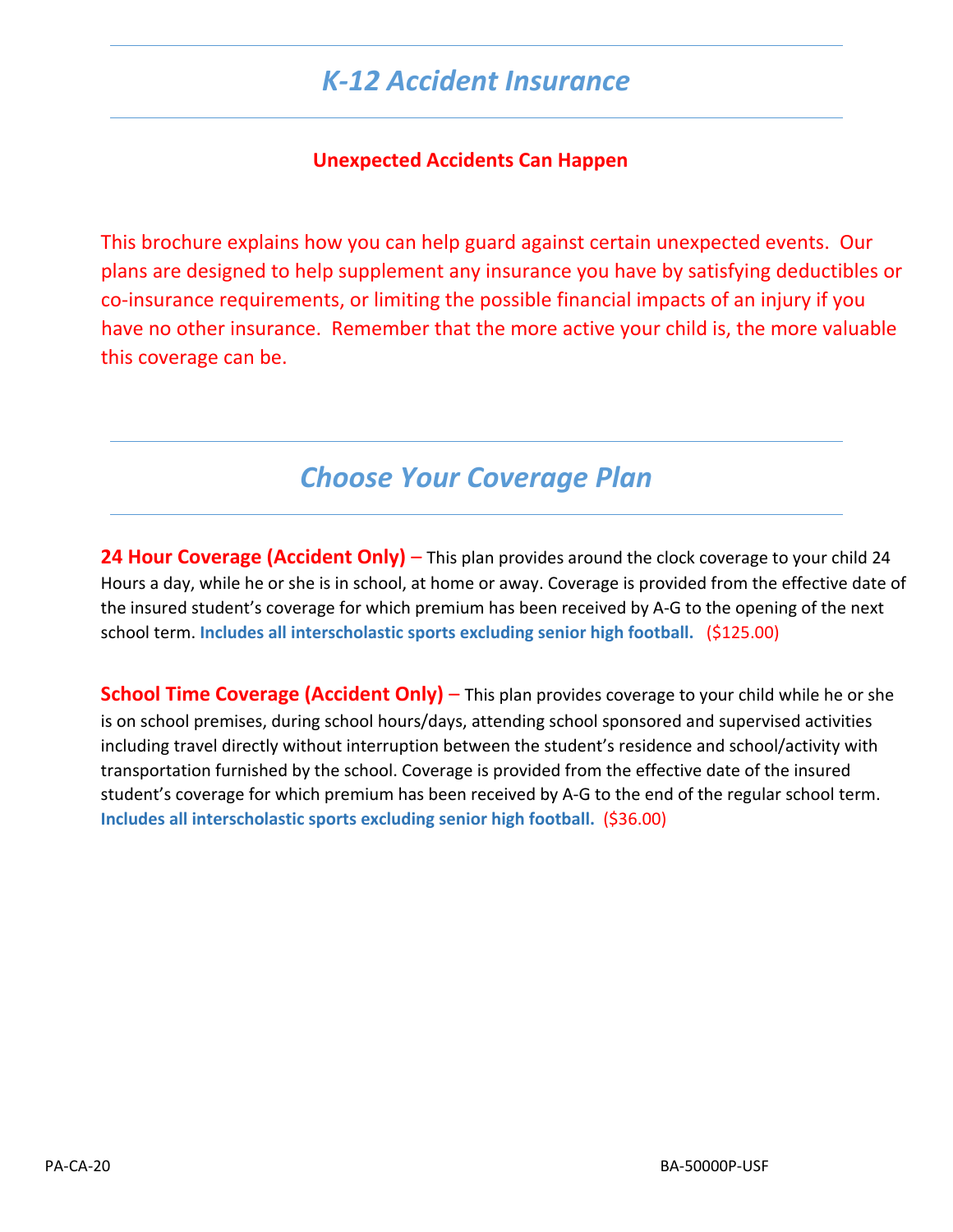# *K-12 Accident Insurance*

**Unexpected Accidents Can Happen**

This brochure explains how you can help guard against certain unexpected events. Our plans are designed to help supplement any insurance you have by satisfying deductibles or co-insurance requirements, or limiting the possible financial impacts of an injury if you have no other insurance. Remember that the more active your child is, the more valuable this coverage can be.

# *Choose Your Coverage Plan*

**24 Hour Coverage (Accident Only)** – This plan provides around the clock coverage to your child 24 Hours a day, while he or she is in school, at home or away. Coverage is provided from the effective date of the insured student's coverage for which premium has been received by A-G to the opening of the next school term. **Includes all interscholastic sports excluding senior high football.** ($125.00)

**School Time Coverage (Accident Only)** – This plan provides coverage to your child while he or she is on school premises, during school hours/days, attending school sponsored and supervised activities including travel directly without interruption between the student's residence and school/activity with transportation furnished by the school. Coverage is provided from the effective date of the insured student's coverage for which premium has been received by A-G to the end of the regular school term. **Includes all interscholastic sports excluding senior high football.** ($36.00)

PA-CA-20 BA-50000P-USF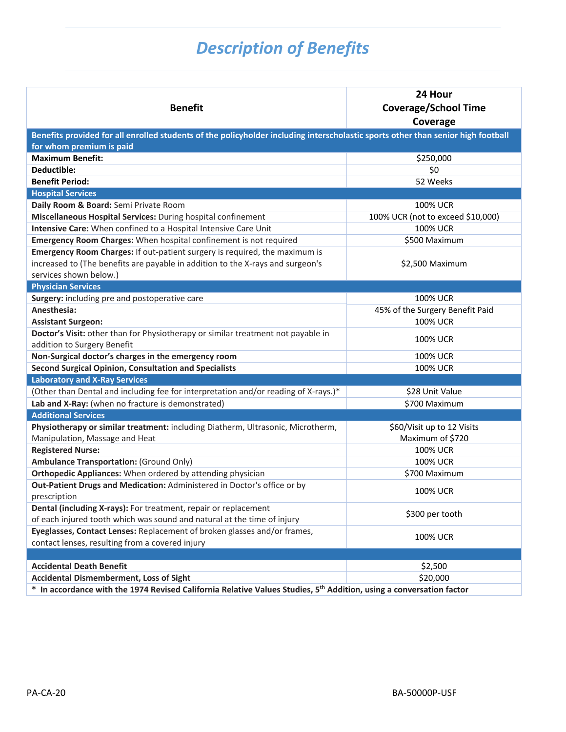# *Description of Benefits*

| Benefit | 24 Hour Coverage/School Time Coverage |
|---|---|
| **Benefits provided for all enrolled students of the policyholder including interscholastic sports other than senior high football for whom premium is paid** | |
| **Maximum Benefit:** | $250,000 |
| **Deductible:** | $0 |
| **Benefit Period:** | 52 Weeks |
| **Hospital Services** | |
| **Daily Room & Board:** Semi Private Room | 100% UCR |
| **Miscellaneous Hospital Services:** During hospital confinement | 100% UCR (not to exceed $10,000) |
| **Intensive Care:** When confined to a Hospital Intensive Care Unit | 100% UCR |
| **Emergency Room Charges:** When hospital confinement is not required | $500 Maximum |
| **Emergency Room Charges:** If out-patient surgery is required, the maximum is increased to (The benefits are payable in addition to the X-rays and surgeon's services shown below.) | $2,500 Maximum |
| **Physician Services** | |
| **Surgery:** including pre and postoperative care | 100% UCR |
| **Anesthesia:** | 45% of the Surgery Benefit Paid |
| **Assistant Surgeon:** | 100% UCR |
| **Doctor's Visit:** other than for Physiotherapy or similar treatment not payable in addition to Surgery Benefit | 100% UCR |
| **Non-Surgical doctor's charges in the emergency room** | 100% UCR |
| **Second Surgical Opinion, Consultation and Specialists** | 100% UCR |
| **Laboratory and X-Ray Services** | |
| (Other than Dental and including fee for interpretation and/or reading of X-rays.)* | $28 Unit Value |
| **Lab and X-Ray:** (when no fracture is demonstrated) | $700 Maximum |
| **Additional Services** | |
| **Physiotherapy or similar treatment:** including Diatherm, Ultrasonic, Microtherm, Manipulation, Massage and Heat | $60/Visit up to 12 Visits Maximum of $720 |
| **Registered Nurse:** | 100% UCR |
| **Ambulance Transportation:** (Ground Only) | 100% UCR |
| **Orthopedic Appliances:** When ordered by attending physician | $700 Maximum |
| **Out-Patient Drugs and Medication:** Administered in Doctor's office or by prescription | 100% UCR |
| **Dental (including X-rays):** For treatment, repair or replacement of each injured tooth which was sound and natural at the time of injury | $300 per tooth |
| **Eyeglasses, Contact Lenses:** Replacement of broken glasses and/or frames, contact lenses, resulting from a covered injury | 100% UCR |
| | |
| **Accidental Death Benefit** | $2,500 |
| **Accidental Dismemberment, Loss of Sight** | $20,000 |

**\* In accordance with the 1974 Revised California Relative Values Studies, 5th Addition, using a conversation factor**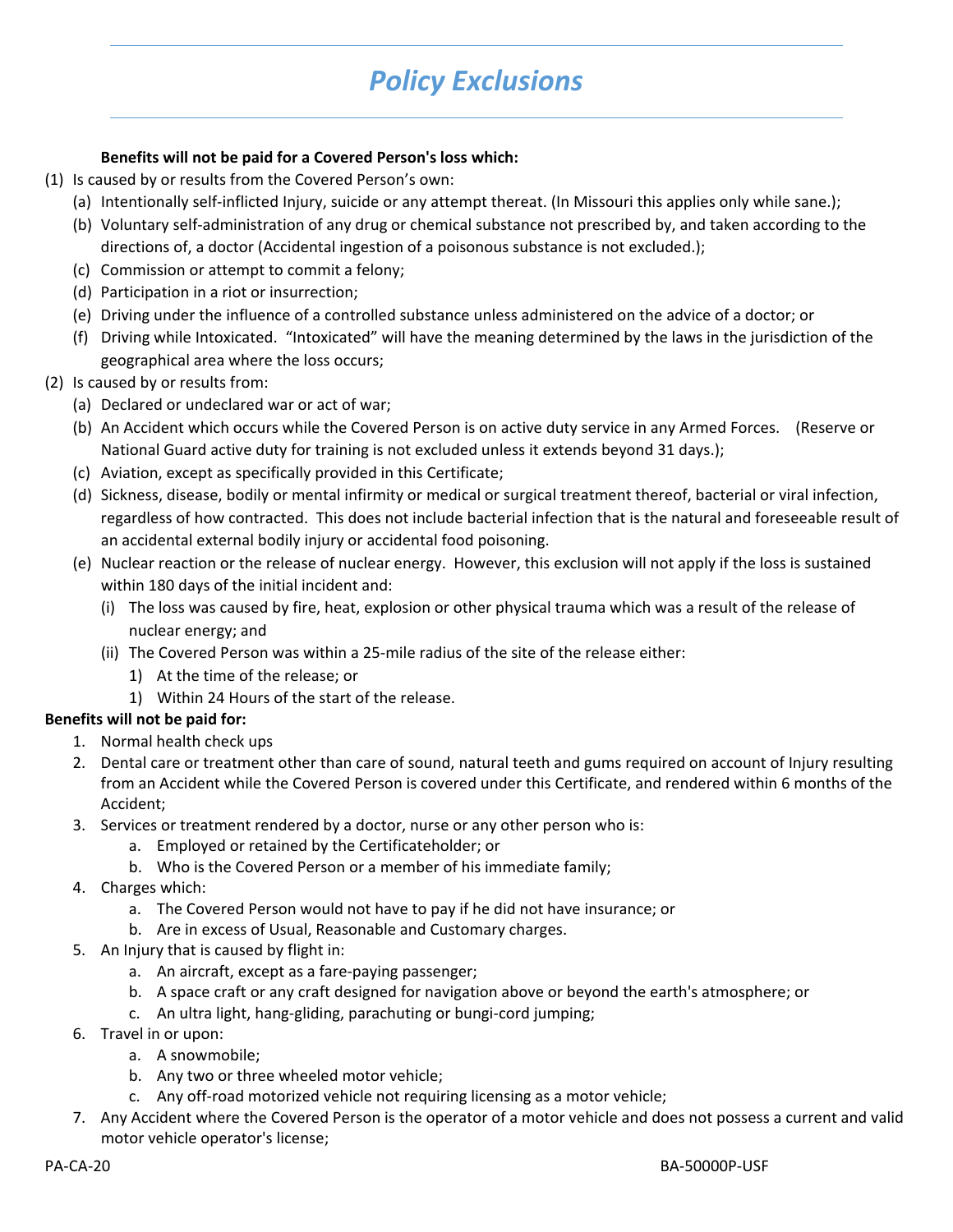# Policy Exclusions

**Benefits will not be paid for a Covered Person's loss which:**

(1) Is caused by or results from the Covered Person's own:
   (a) Intentionally self-inflicted Injury, suicide or any attempt thereat. (In Missouri this applies only while sane.);
   (b) Voluntary self-administration of any drug or chemical substance not prescribed by, and taken according to the directions of, a doctor (Accidental ingestion of a poisonous substance is not excluded.);
   (c) Commission or attempt to commit a felony;
   (d) Participation in a riot or insurrection;
   (e) Driving under the influence of a controlled substance unless administered on the advice of a doctor; or
   (f) Driving while Intoxicated. "Intoxicated" will have the meaning determined by the laws in the jurisdiction of the geographical area where the loss occurs;

(2) Is caused by or results from:
   (a) Declared or undeclared war or act of war;
   (b) An Accident which occurs while the Covered Person is on active duty service in any Armed Forces. (Reserve or National Guard active duty for training is not excluded unless it extends beyond 31 days.);
   (c) Aviation, except as specifically provided in this Certificate;
   (d) Sickness, disease, bodily or mental infirmity or medical or surgical treatment thereof, bacterial or viral infection, regardless of how contracted. This does not include bacterial infection that is the natural and foreseeable result of an accidental external bodily injury or accidental food poisoning.
   (e) Nuclear reaction or the release of nuclear energy. However, this exclusion will not apply if the loss is sustained within 180 days of the initial incident and:
      (i) The loss was caused by fire, heat, explosion or other physical trauma which was a result of the release of nuclear energy; and
      (ii) The Covered Person was within a 25-mile radius of the site of the release either:
         1) At the time of the release; or
         1) Within 24 Hours of the start of the release.

**Benefits will not be paid for:**

1. Normal health check ups
2. Dental care or treatment other than care of sound, natural teeth and gums required on account of Injury resulting from an Accident while the Covered Person is covered under this Certificate, and rendered within 6 months of the Accident;
3. Services or treatment rendered by a doctor, nurse or any other person who is:
   a. Employed or retained by the Certificateholder; or
   b. Who is the Covered Person or a member of his immediate family;
4. Charges which:
   a. The Covered Person would not have to pay if he did not have insurance; or
   b. Are in excess of Usual, Reasonable and Customary charges.
5. An Injury that is caused by flight in:
   a. An aircraft, except as a fare-paying passenger;
   b. A space craft or any craft designed for navigation above or beyond the earth's atmosphere; or
   c. An ultra light, hang-gliding, parachuting or bungi-cord jumping;
6. Travel in or upon:
   a. A snowmobile;
   b. Any two or three wheeled motor vehicle;
   c. Any off-road motorized vehicle not requiring licensing as a motor vehicle;
7. Any Accident where the Covered Person is the operator of a motor vehicle and does not possess a current and valid motor vehicle operator's license;

PA-CA-20 BA-50000P-USF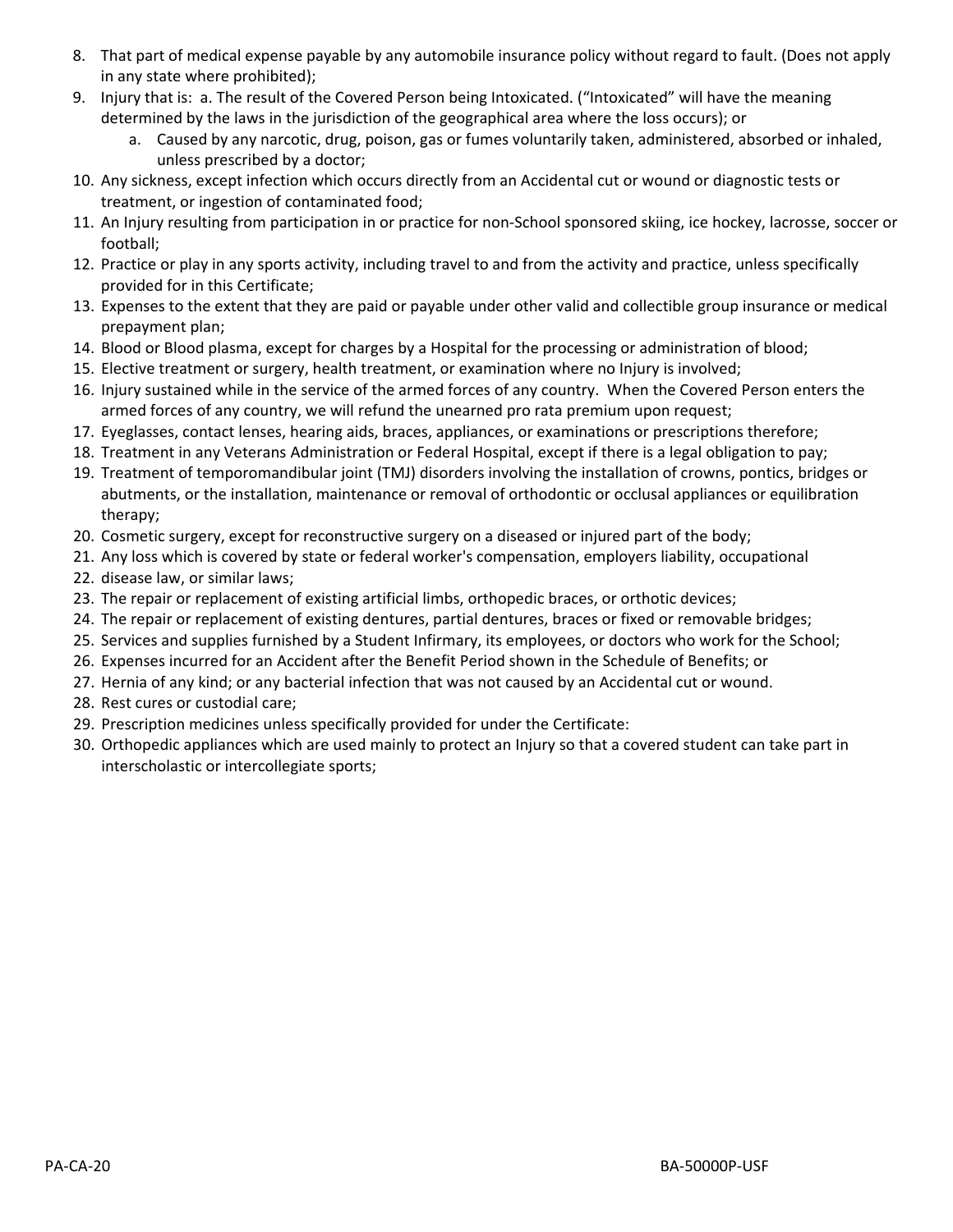8. That part of medical expense payable by any automobile insurance policy without regard to fault. (Does not apply in any state where prohibited);
9. Injury that is: a. The result of the Covered Person being Intoxicated. ("Intoxicated" will have the meaning determined by the laws in the jurisdiction of the geographical area where the loss occurs); or
    a. Caused by any narcotic, drug, poison, gas or fumes voluntarily taken, administered, absorbed or inhaled, unless prescribed by a doctor;
10. Any sickness, except infection which occurs directly from an Accidental cut or wound or diagnostic tests or treatment, or ingestion of contaminated food;
11. An Injury resulting from participation in or practice for non-School sponsored skiing, ice hockey, lacrosse, soccer or football;
12. Practice or play in any sports activity, including travel to and from the activity and practice, unless specifically provided for in this Certificate;
13. Expenses to the extent that they are paid or payable under other valid and collectible group insurance or medical prepayment plan;
14. Blood or Blood plasma, except for charges by a Hospital for the processing or administration of blood;
15. Elective treatment or surgery, health treatment, or examination where no Injury is involved;
16. Injury sustained while in the service of the armed forces of any country. When the Covered Person enters the armed forces of any country, we will refund the unearned pro rata premium upon request;
17. Eyeglasses, contact lenses, hearing aids, braces, appliances, or examinations or prescriptions therefore;
18. Treatment in any Veterans Administration or Federal Hospital, except if there is a legal obligation to pay;
19. Treatment of temporomandibular joint (TMJ) disorders involving the installation of crowns, pontics, bridges or abutments, or the installation, maintenance or removal of orthodontic or occlusal appliances or equilibration therapy;
20. Cosmetic surgery, except for reconstructive surgery on a diseased or injured part of the body;
21. Any loss which is covered by state or federal worker's compensation, employers liability, occupational
22. disease law, or similar laws;
23. The repair or replacement of existing artificial limbs, orthopedic braces, or orthotic devices;
24. The repair or replacement of existing dentures, partial dentures, braces or fixed or removable bridges;
25. Services and supplies furnished by a Student Infirmary, its employees, or doctors who work for the School;
26. Expenses incurred for an Accident after the Benefit Period shown in the Schedule of Benefits; or
27. Hernia of any kind; or any bacterial infection that was not caused by an Accidental cut or wound.
28. Rest cures or custodial care;
29. Prescription medicines unless specifically provided for under the Certificate:
30. Orthopedic appliances which are used mainly to protect an Injury so that a covered student can take part in interscholastic or intercollegiate sports;

PA-CA-20 BA-50000P-USF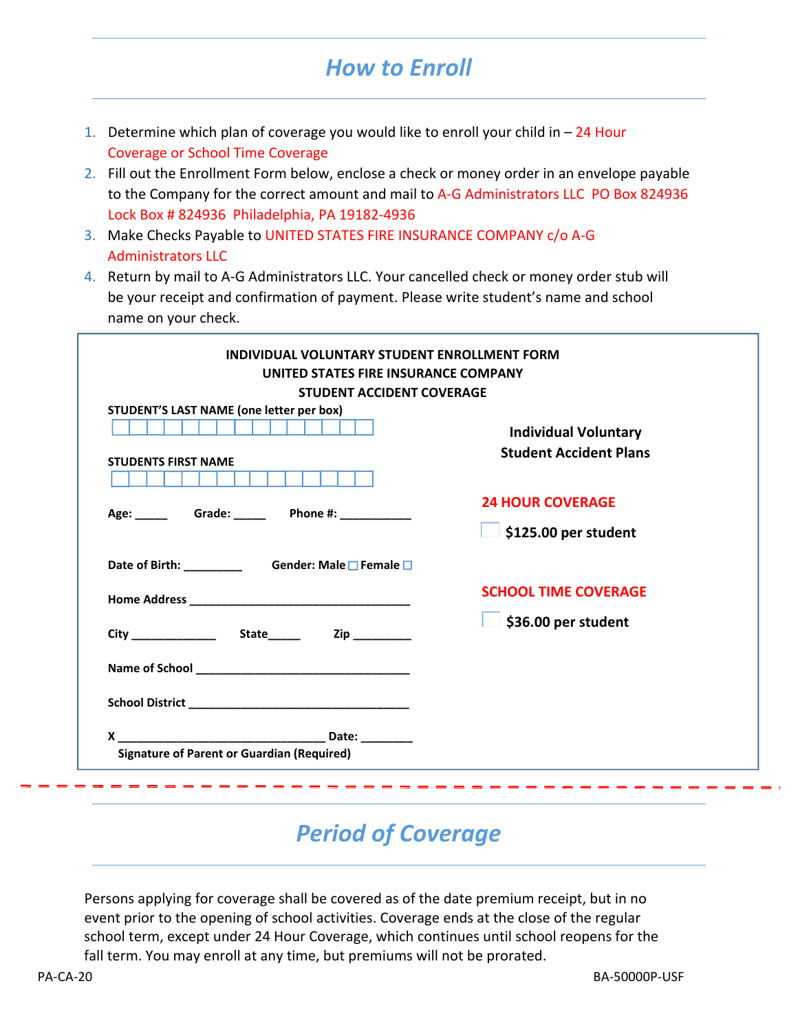## How to Enroll

1. Determine which plan of coverage you would like to enroll your child in – 24 Hour Coverage or School Time Coverage
2. Fill out the Enrollment Form below, enclose a check or money order in an envelope payable to the Company for the correct amount and mail to A-G Administrators LLC PO Box 824936 Lock Box # 824936 Philadelphia, PA 19182-4936
3. Make Checks Payable to UNITED STATES FIRE INSURANCE COMPANY c/o A-G Administrators LLC
4. Return by mail to A-G Administrators LLC. Your cancelled check or money order stub will be your receipt and confirmation of payment. Please write student's name and school name on your check.

**INDIVIDUAL VOLUNTARY STUDENT ENROLLMENT FORM**
**UNITED STATES FIRE INSURANCE COMPANY**
**STUDENT ACCIDENT COVERAGE**

**STUDENT'S LAST NAME (one letter per box)**

☐☐☐☐☐☐☐☐☐☐☐☐☐☐☐

**STUDENTS FIRST NAME**

☐☐☐☐☐☐☐☐☐☐☐☐☐☐☐

**Age:** _____ **Grade:** _____ **Phone #:** ___________

**Date of Birth:** _________ **Gender: Male** ☐ **Female** ☐

**Home Address** __________________________________

**City** _____________ **State**_____ **Zip** _________

**Name of School** _________________________________

**School District** _________________________________

**X** ________________________________ **Date:** ________
**Signature of Parent or Guardian (Required)**

**Individual Voluntary Student Accident Plans**

**24 HOUR COVERAGE**

☐ **$125.00 per student**

**SCHOOL TIME COVERAGE**

☐ **$36.00 per student**

## Period of Coverage

Persons applying for coverage shall be covered as of the date premium receipt, but in no event prior to the opening of school activities. Coverage ends at the close of the regular school term, except under 24 Hour Coverage, which continues until school reopens for the fall term. You may enroll at any time, but premiums will not be prorated.

PA-CA-20 BA-50000P-USF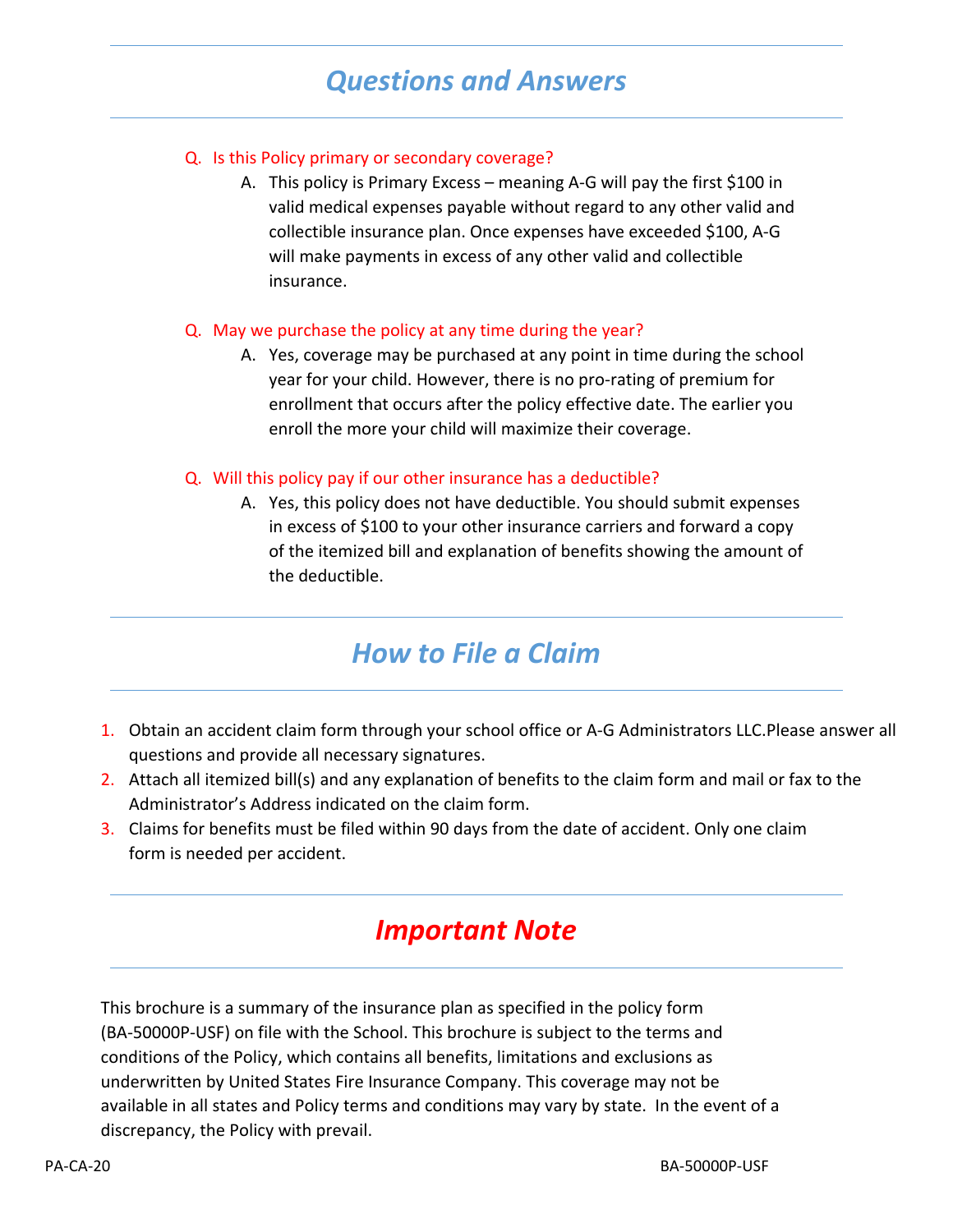# Questions and Answers

Q. Is this Policy primary or secondary coverage?

A. This policy is Primary Excess – meaning A-G will pay the first $100 in valid medical expenses payable without regard to any other valid and collectible insurance plan. Once expenses have exceeded $100, A-G will make payments in excess of any other valid and collectible insurance.

Q. May we purchase the policy at any time during the year?

A. Yes, coverage may be purchased at any point in time during the school year for your child. However, there is no pro-rating of premium for enrollment that occurs after the policy effective date. The earlier you enroll the more your child will maximize their coverage.

Q. Will this policy pay if our other insurance has a deductible?

A. Yes, this policy does not have deductible. You should submit expenses in excess of $100 to your other insurance carriers and forward a copy of the itemized bill and explanation of benefits showing the amount of the deductible.

# How to File a Claim

1. Obtain an accident claim form through your school office or A-G Administrators LLC.Please answer all questions and provide all necessary signatures.
2. Attach all itemized bill(s) and any explanation of benefits to the claim form and mail or fax to the Administrator's Address indicated on the claim form.
3. Claims for benefits must be filed within 90 days from the date of accident. Only one claim form is needed per accident.

# Important Note

This brochure is a summary of the insurance plan as specified in the policy form (BA-50000P-USF) on file with the School. This brochure is subject to the terms and conditions of the Policy, which contains all benefits, limitations and exclusions as underwritten by United States Fire Insurance Company. This coverage may not be available in all states and Policy terms and conditions may vary by state. In the event of a discrepancy, the Policy with prevail.

PA-CA-20 BA-50000P-USF